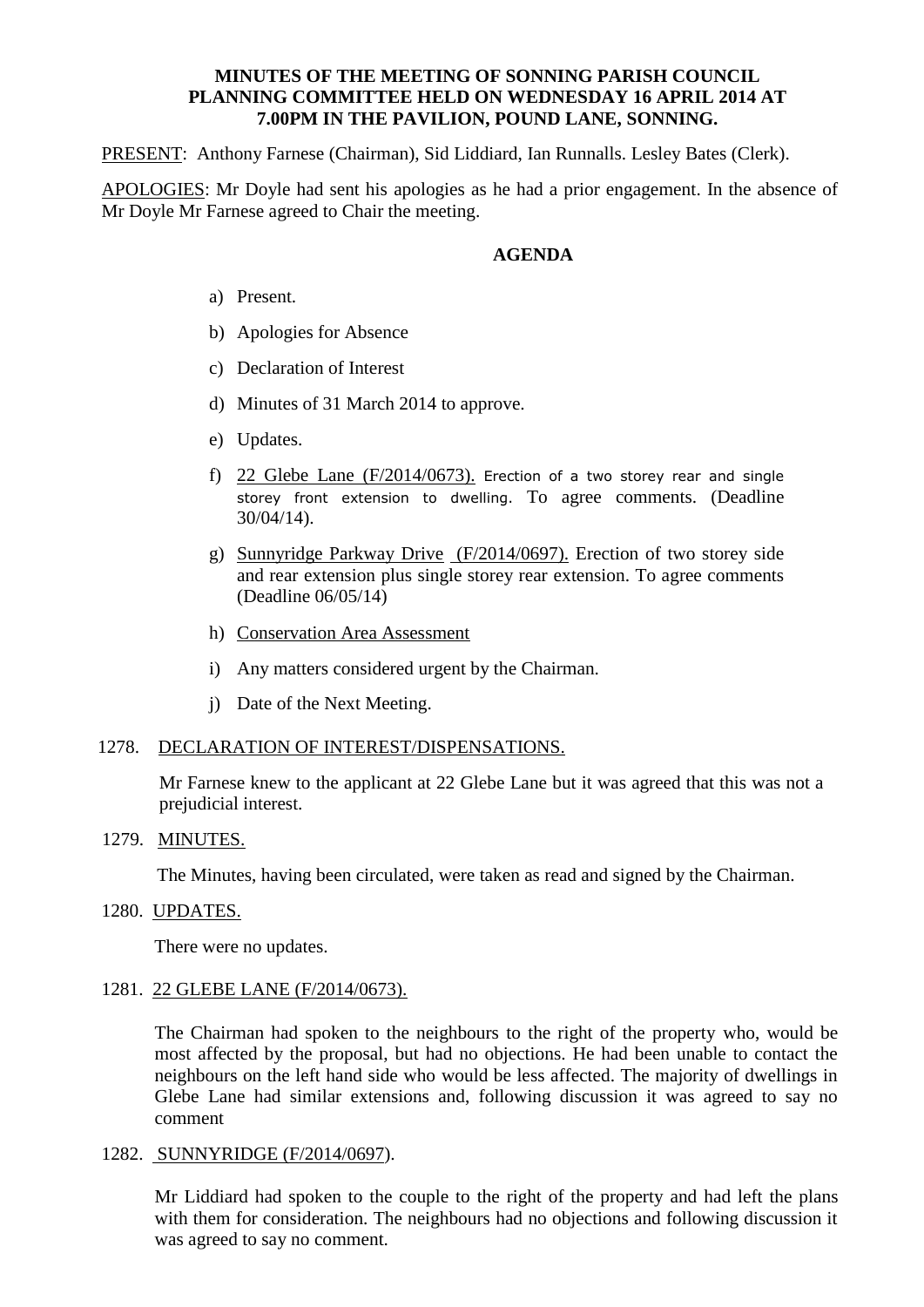**MINUTES OF THE MEETING OF SONNING PARISH COUNCIL PLANNING COMMITTEE HELD ON WEDNESDAY 16 APRIL 2014 AT 7.00PM IN THE PAVILION, POUND LANE, SONNING.**

PRESENT: Anthony Farnese (Chairman), Sid Liddiard, Ian Runnalls. Lesley Bates (Clerk).

APOLOGIES: Mr Doyle had sent his apologies as he had a prior engagement. In the absence of Mr Doyle Mr Farnese agreed to Chair the meeting.

**AGENDA**

a) Present.

b) Apologies for Absence

c) Declaration of Interest

d) Minutes of 31 March 2014 to approve.

e) Updates.

f) 22 Glebe Lane (F/2014/0673). Erection of a two storey rear and single storey front extension to dwelling. To agree comments. (Deadline 30/04/14).

g) Sunnyridge Parkway Drive (F/2014/0697). Erection of two storey side and rear extension plus single storey rear extension. To agree comments (Deadline 06/05/14)

h) Conservation Area Assessment

i) Any matters considered urgent by the Chairman.

j) Date of the Next Meeting.

1278. DECLARATION OF INTEREST/DISPENSATIONS.

Mr Farnese knew to the applicant at 22 Glebe Lane but it was agreed that this was not a prejudicial interest.

1279. MINUTES.

The Minutes, having been circulated, were taken as read and signed by the Chairman.

1280. UPDATES.

There were no updates.

1281. 22 GLEBE LANE (F/2014/0673).

The Chairman had spoken to the neighbours to the right of the property who, would be most affected by the proposal, but had no objections. He had been unable to contact the neighbours on the left hand side who would be less affected. The majority of dwellings in Glebe Lane had similar extensions and, following discussion it was agreed to say no comment

1282. SUNNYRIDGE (F/2014/0697).

Mr Liddiard had spoken to the couple to the right of the property and had left the plans with them for consideration. The neighbours had no objections and following discussion it was agreed to say no comment.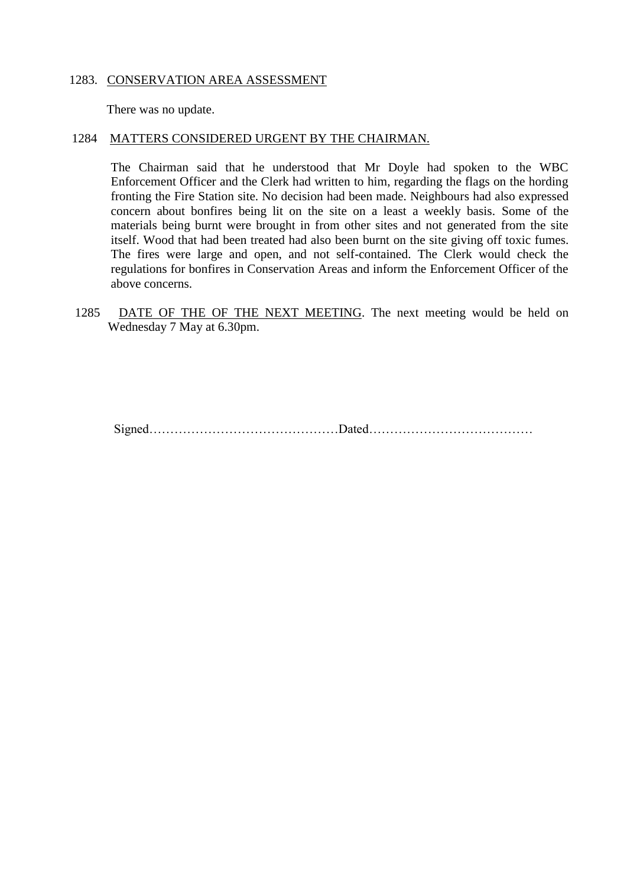1283. CONSERVATION AREA ASSESSMENT

There was no update.

1284 MATTERS CONSIDERED URGENT BY THE CHAIRMAN.

The Chairman said that he understood that Mr Doyle had spoken to the WBC Enforcement Officer and the Clerk had written to him, regarding the flags on the hording fronting the Fire Station site. No decision had been made. Neighbours had also expressed concern about bonfires being lit on the site on a least a weekly basis. Some of the materials being burnt were brought in from other sites and not generated from the site itself. Wood that had been treated had also been burnt on the site giving off toxic fumes. The fires were large and open, and not self-contained. The Clerk would check the regulations for bonfires in Conservation Areas and inform the Enforcement Officer of the above concerns.

1285 DATE OF THE OF THE NEXT MEETING. The next meeting would be held on Wednesday 7 May at 6.30pm.

Signed………………………………………Dated…………………………………